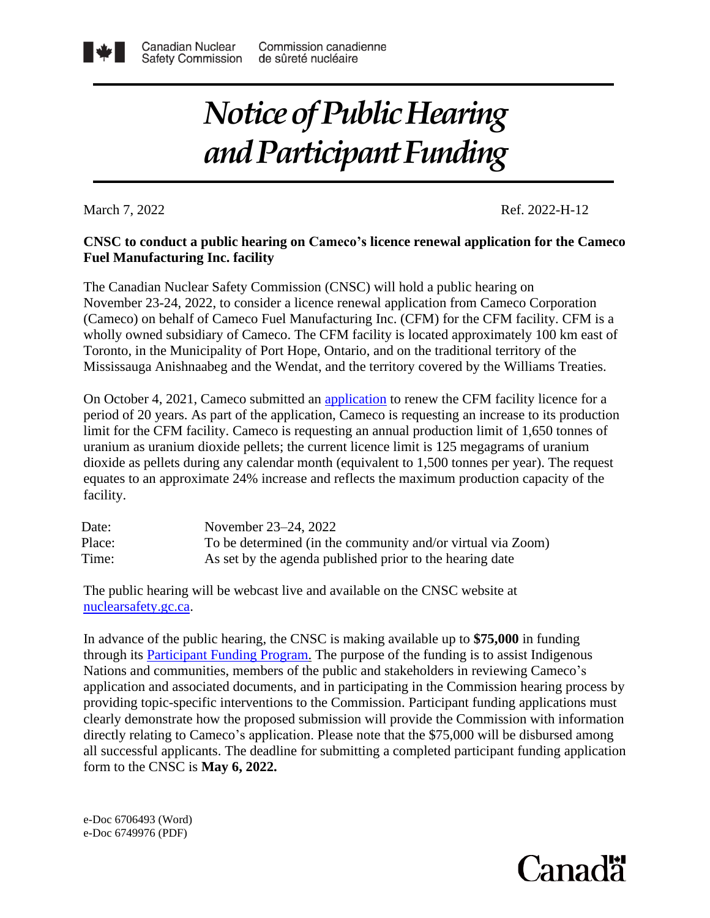Canadian Nuclear Safety Commission    Commission canadienne de sûreté nucléaire

# *Notice of Public Hearing and Participant Funding*

March 7, 2022    Ref. 2022-H-12

**CNSC to conduct a public hearing on Cameco's licence renewal application for the Cameco Fuel Manufacturing Inc. facility**

The Canadian Nuclear Safety Commission (CNSC) will hold a public hearing on November 23-24, 2022, to consider a licence renewal application from Cameco Corporation (Cameco) on behalf of Cameco Fuel Manufacturing Inc. (CFM) for the CFM facility. CFM is a wholly owned subsidiary of Cameco. The CFM facility is located approximately 100 km east of Toronto, in the Municipality of Port Hope, Ontario, and on the traditional territory of the Mississauga Anishnaabeg and the Wendat, and the territory covered by the Williams Treaties.

On October 4, 2021, Cameco submitted an application to renew the CFM facility licence for a period of 20 years. As part of the application, Cameco is requesting an increase to its production limit for the CFM facility. Cameco is requesting an annual production limit of 1,650 tonnes of uranium as uranium dioxide pellets; the current licence limit is 125 megagrams of uranium dioxide as pellets during any calendar month (equivalent to 1,500 tonnes per year). The request equates to an approximate 24% increase and reflects the maximum production capacity of the facility.

| | |
|---|---|
| Date: | November 23–24, 2022 |
| Place: | To be determined (in the community and/or virtual via Zoom) |
| Time: | As set by the agenda published prior to the hearing date |

The public hearing will be webcast live and available on the CNSC website at nuclearsafety.gc.ca.

In advance of the public hearing, the CNSC is making available up to **$75,000** in funding through its Participant Funding Program. The purpose of the funding is to assist Indigenous Nations and communities, members of the public and stakeholders in reviewing Cameco's application and associated documents, and in participating in the Commission hearing process by providing topic-specific interventions to the Commission. Participant funding applications must clearly demonstrate how the proposed submission will provide the Commission with information directly relating to Cameco's application. Please note that the $75,000 will be disbursed among all successful applicants. The deadline for submitting a completed participant funding application form to the CNSC is **May 6, 2022.**

e-Doc 6706493 (Word)
e-Doc 6749976 (PDF)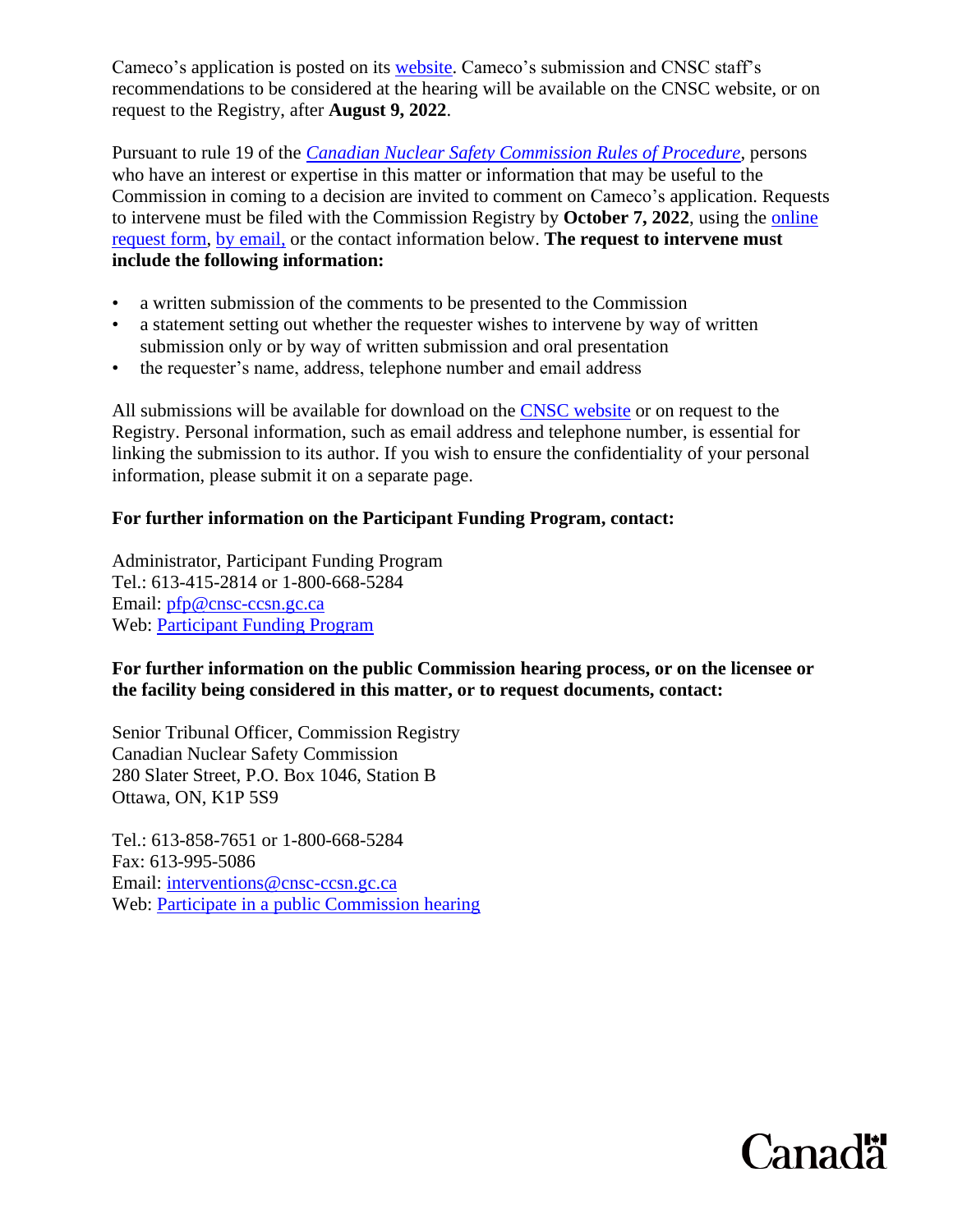Cameco's application is posted on its website. Cameco's submission and CNSC staff's recommendations to be considered at the hearing will be available on the CNSC website, or on request to the Registry, after **August 9, 2022**.

Pursuant to rule 19 of the *Canadian Nuclear Safety Commission Rules of Procedure*, persons who have an interest or expertise in this matter or information that may be useful to the Commission in coming to a decision are invited to comment on Cameco's application. Requests to intervene must be filed with the Commission Registry by **October 7, 2022**, using the online request form, by email, or the contact information below. **The request to intervene must include the following information:**

- a written submission of the comments to be presented to the Commission
- a statement setting out whether the requester wishes to intervene by way of written submission only or by way of written submission and oral presentation
- the requester's name, address, telephone number and email address

All submissions will be available for download on the CNSC website or on request to the Registry. Personal information, such as email address and telephone number, is essential for linking the submission to its author. If you wish to ensure the confidentiality of your personal information, please submit it on a separate page.

**For further information on the Participant Funding Program, contact:**

Administrator, Participant Funding Program
Tel.: 613-415-2814 or 1-800-668-5284
Email: pfp@cnsc-ccsn.gc.ca
Web: Participant Funding Program

**For further information on the public Commission hearing process, or on the licensee or the facility being considered in this matter, or to request documents, contact:**

Senior Tribunal Officer, Commission Registry
Canadian Nuclear Safety Commission
280 Slater Street, P.O. Box 1046, Station B
Ottawa, ON, K1P 5S9

Tel.: 613-858-7651 or 1-800-668-5284
Fax: 613-995-5086
Email: interventions@cnsc-ccsn.gc.ca
Web: Participate in a public Commission hearing